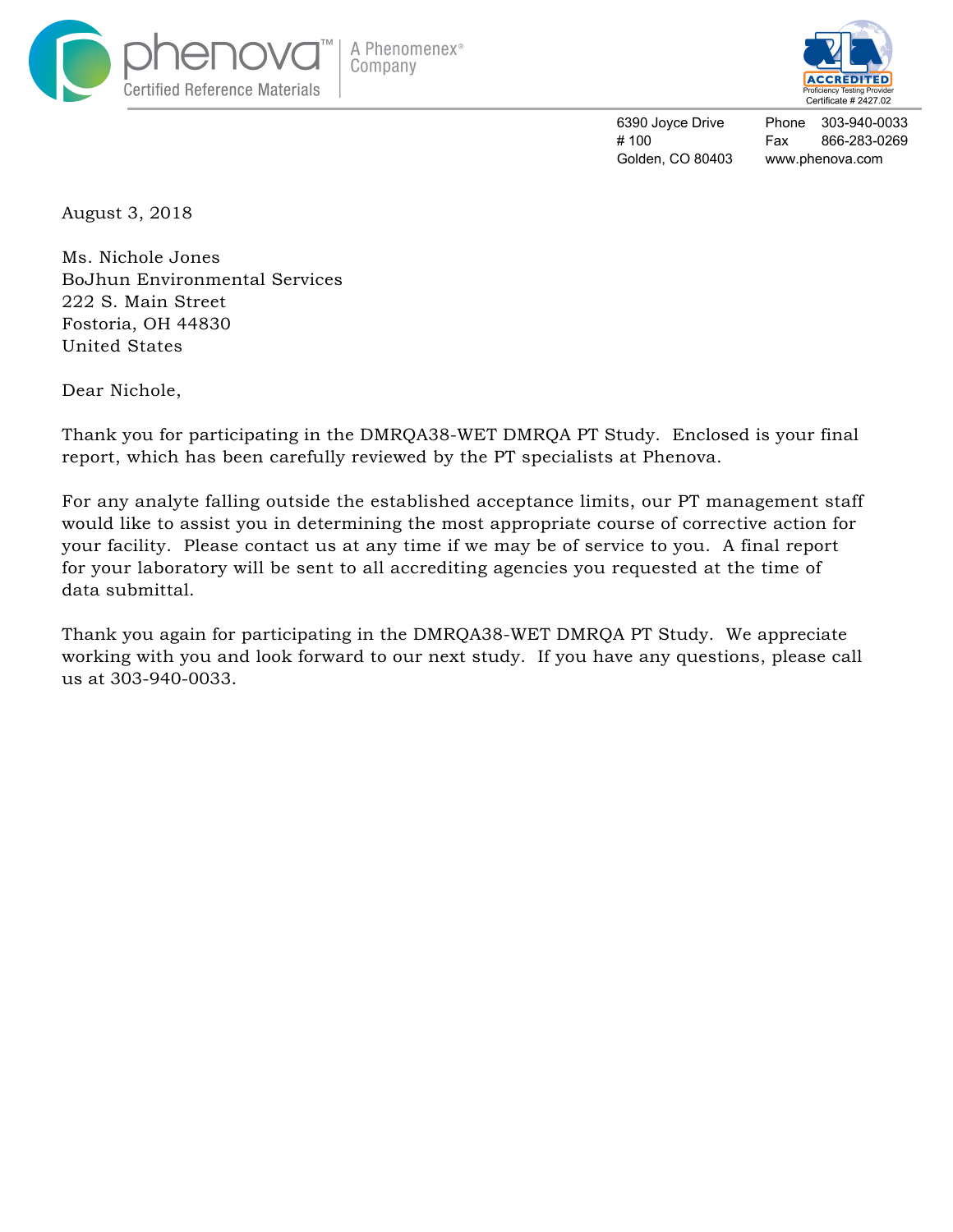phenova™ | A Phenomenex® Company
Certified Reference Materials

ACCREDITED
Proficiency Testing Provider
Certificate # 2427.02

6390 Joyce Drive
# 100
Golden, CO 80403

Phone 303-940-0033
Fax 866-283-0269
www.phenova.com

August 3, 2018

Ms. Nichole Jones
BoJhun Environmental Services
222 S. Main Street
Fostoria, OH 44830
United States

Dear Nichole,

Thank you for participating in the DMRQA38-WET DMRQA PT Study. Enclosed is your final report, which has been carefully reviewed by the PT specialists at Phenova.

For any analyte falling outside the established acceptance limits, our PT management staff would like to assist you in determining the most appropriate course of corrective action for your facility. Please contact us at any time if we may be of service to you. A final report for your laboratory will be sent to all accrediting agencies you requested at the time of data submittal.

Thank you again for participating in the DMRQA38-WET DMRQA PT Study. We appreciate working with you and look forward to our next study. If you have any questions, please call us at 303-940-0033.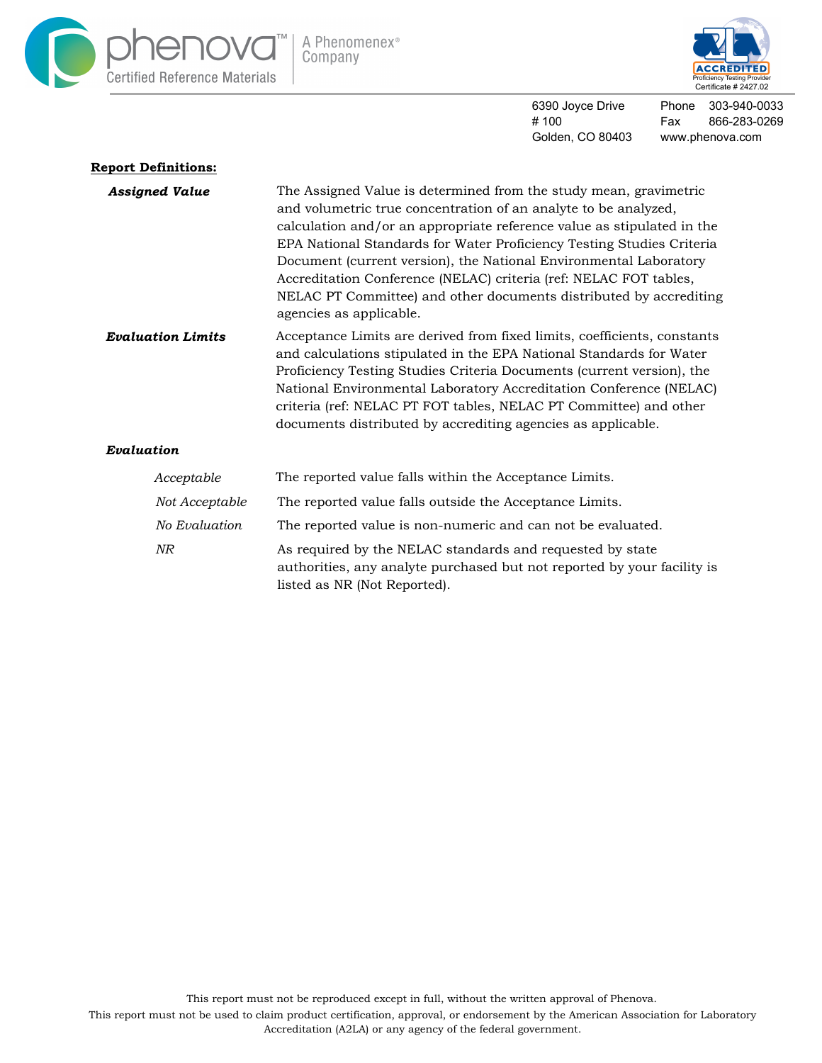**Report Definitions:**

***Assigned Value*** — The Assigned Value is determined from the study mean, gravimetric and volumetric true concentration of an analyte to be analyzed, calculation and/or an appropriate reference value as stipulated in the EPA National Standards for Water Proficiency Testing Studies Criteria Document (current version), the National Environmental Laboratory Accreditation Conference (NELAC) criteria (ref: NELAC FOT tables, NELAC PT Committee) and other documents distributed by accrediting agencies as applicable.

***Evaluation Limits*** — Acceptance Limits are derived from fixed limits, coefficients, constants and calculations stipulated in the EPA National Standards for Water Proficiency Testing Studies Criteria Documents (current version), the National Environmental Laboratory Accreditation Conference (NELAC) criteria (ref: NELAC PT FOT tables, NELAC PT Committee) and other documents distributed by accrediting agencies as applicable.

***Evaluation***

- *Acceptable* — The reported value falls within the Acceptance Limits.
- *Not Acceptable* — The reported value falls outside the Acceptance Limits.
- *No Evaluation* — The reported value is non-numeric and can not be evaluated.
- *NR* — As required by the NELAC standards and requested by state authorities, any analyte purchased but not reported by your facility is listed as NR (Not Reported).

This report must not be reproduced except in full, without the written approval of Phenova.
This report must not be used to claim product certification, approval, or endorsement by the American Association for Laboratory Accreditation (A2LA) or any agency of the federal government.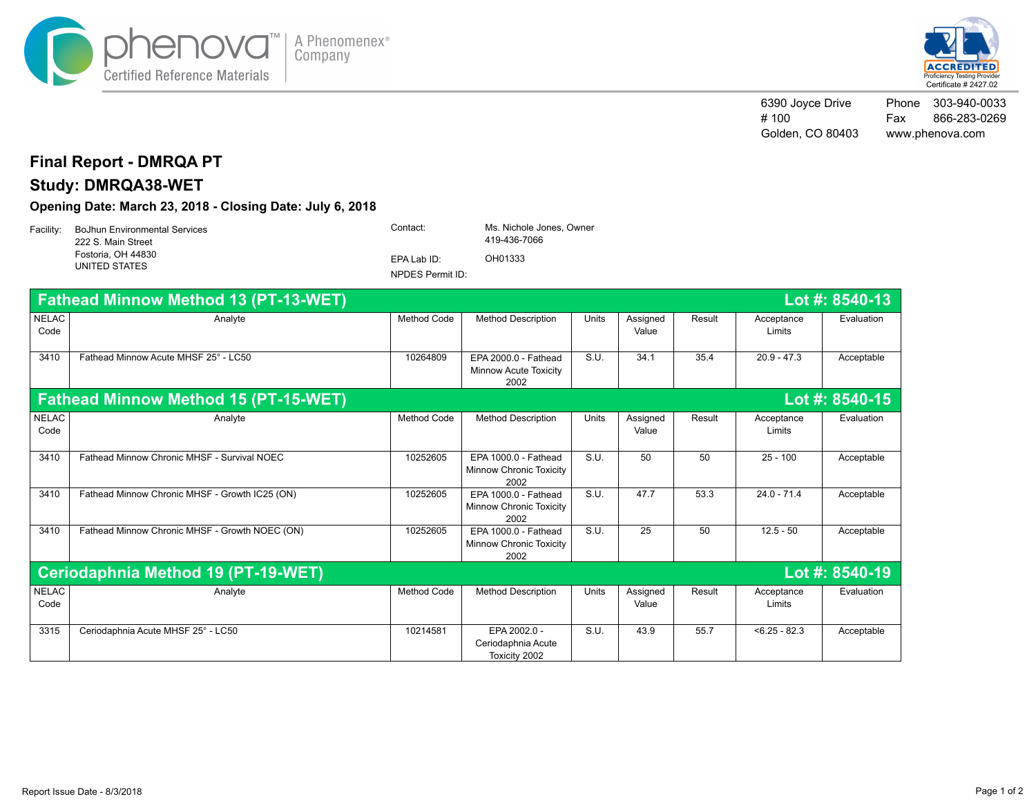phenova™ | A Phenomenex® Company
Certified Reference Materials

6390 Joyce Drive
# 100
Golden, CO 80403

Phone 303-940-0033
Fax 866-283-0269
www.phenova.com

## Final Report - DMRQA PT

## Study: DMRQA38-WET

### Opening Date: March 23, 2018 - Closing Date: July 6, 2018

Facility: BoJhun Environmental Services
222 S. Main Street
Fostoria, OH 44830
UNITED STATES

Contact: Ms. Nichole Jones, Owner
419-436-7066

EPA Lab ID: OH01333

NPDES Permit ID:

### Fathead Minnow Method 13 (PT-13-WET) — Lot #: 8540-13

| NELAC Code | Analyte | Method Code | Method Description | Units | Assigned Value | Result | Acceptance Limits | Evaluation |
|---|---|---|---|---|---|---|---|---|
| 3410 | Fathead Minnow Acute MHSF 25° - LC50 | 10264809 | EPA 2000.0 - Fathead Minnow Acute Toxicity 2002 | S.U. | 34.1 | 35.4 | 20.9 - 47.3 | Acceptable |

### Fathead Minnow Method 15 (PT-15-WET) — Lot #: 8540-15

| NELAC Code | Analyte | Method Code | Method Description | Units | Assigned Value | Result | Acceptance Limits | Evaluation |
|---|---|---|---|---|---|---|---|---|
| 3410 | Fathead Minnow Chronic MHSF - Survival NOEC | 10252605 | EPA 1000.0 - Fathead Minnow Chronic Toxicity 2002 | S.U. | 50 | 50 | 25 - 100 | Acceptable |
| 3410 | Fathead Minnow Chronic MHSF - Growth IC25 (ON) | 10252605 | EPA 1000.0 - Fathead Minnow Chronic Toxicity 2002 | S.U. | 47.7 | 53.3 | 24.0 - 71.4 | Acceptable |
| 3410 | Fathead Minnow Chronic MHSF - Growth NOEC (ON) | 10252605 | EPA 1000.0 - Fathead Minnow Chronic Toxicity 2002 | S.U. | 25 | 50 | 12.5 - 50 | Acceptable |

### Ceriodaphnia Method 19 (PT-19-WET) — Lot #: 8540-19

| NELAC Code | Analyte | Method Code | Method Description | Units | Assigned Value | Result | Acceptance Limits | Evaluation |
|---|---|---|---|---|---|---|---|---|
| 3315 | Ceriodaphnia Acute MHSF 25° - LC50 | 10214581 | EPA 2002.0 - Ceriodaphnia Acute Toxicity 2002 | S.U. | 43.9 | 55.7 | <6.25 - 82.3 | Acceptable |

Report Issue Date - 8/3/2018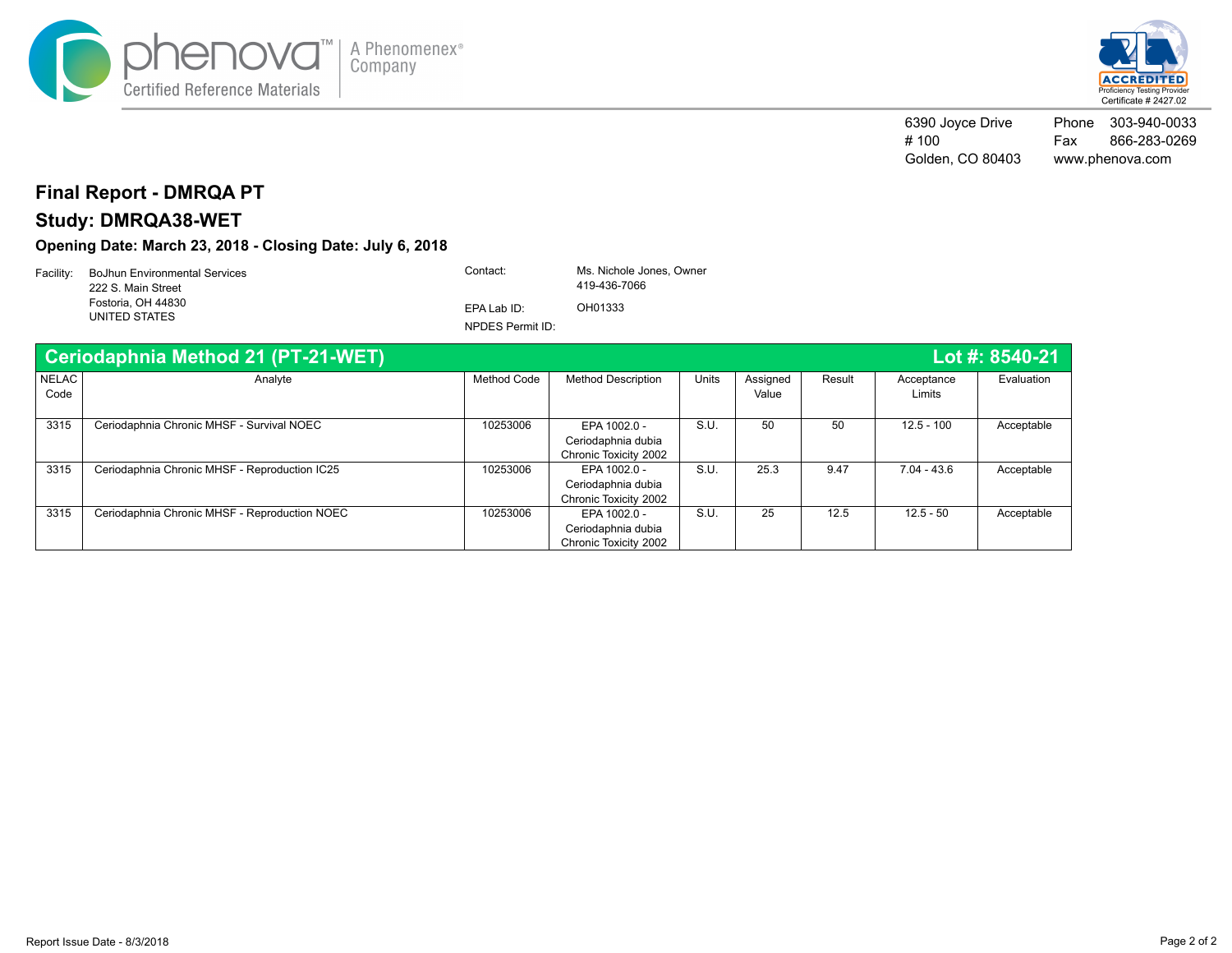phenova™ Certified Reference Materials | A Phenomenex® Company

ACCREDITED Proficiency Testing Provider Certificate # 2427.02

6390 Joyce Drive
# 100
Golden, CO 80403

Phone 303-940-0033
Fax 866-283-0269
www.phenova.com

## Final Report - DMRQA PT

## Study: DMRQA38-WET

### Opening Date: March 23, 2018 - Closing Date: July 6, 2018

Facility: BoJhun Environmental Services
222 S. Main Street
Fostoria, OH 44830
UNITED STATES

Contact: Ms. Nichole Jones, Owner
419-436-7066

EPA Lab ID: OH01333

NPDES Permit ID:

**Ceriodaphnia Method 21 (PT-21-WET)** — **Lot #: 8540-21**

| NELAC Code | Analyte | Method Code | Method Description | Units | Assigned Value | Result | Acceptance Limits | Evaluation |
|---|---|---|---|---|---|---|---|---|
| 3315 | Ceriodaphnia Chronic MHSF - Survival NOEC | 10253006 | EPA 1002.0 - Ceriodaphnia dubia Chronic Toxicity 2002 | S.U. | 50 | 50 | 12.5 - 100 | Acceptable |
| 3315 | Ceriodaphnia Chronic MHSF - Reproduction IC25 | 10253006 | EPA 1002.0 - Ceriodaphnia dubia Chronic Toxicity 2002 | S.U. | 25.3 | 9.47 | 7.04 - 43.6 | Acceptable |
| 3315 | Ceriodaphnia Chronic MHSF - Reproduction NOEC | 10253006 | EPA 1002.0 - Ceriodaphnia dubia Chronic Toxicity 2002 | S.U. | 25 | 12.5 | 12.5 - 50 | Acceptable |

Report Issue Date - 8/3/2018